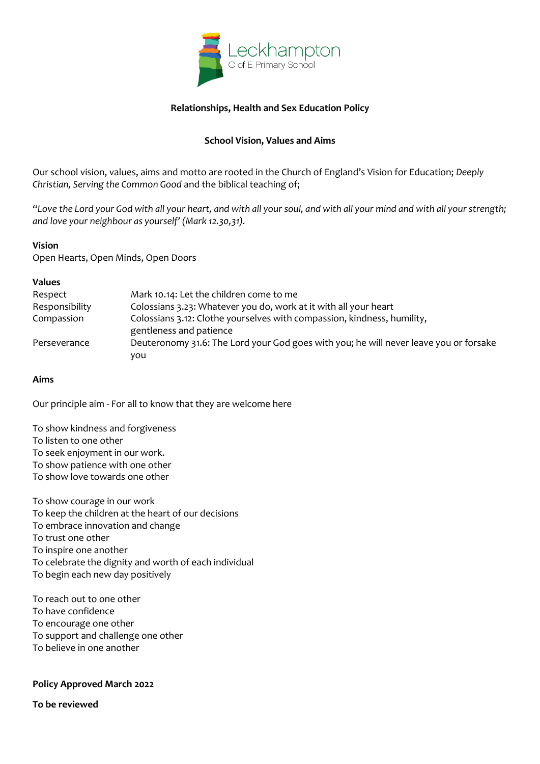Leckhampton
C of E Primary School

# Relationships, Health and Sex Education Policy

## School Vision, Values and Aims

Our school vision, values, aims and motto are rooted in the Church of England's Vision for Education; *Deeply Christian, Serving the Common Good* and the biblical teaching of;

*"Love the Lord your God with all your heart, and with all your soul, and with all your mind and with all your strength; and love your neighbour as yourself' (Mark 12.30,31).*

**Vision**

Open Hearts, Open Minds, Open Doors

**Values**

| | |
|---|---|
| Respect | Mark 10.14: Let the children come to me |
| Responsibility | Colossians 3.23: Whatever you do, work at it with all your heart |
| Compassion | Colossians 3.12: Clothe yourselves with compassion, kindness, humility, gentleness and patience |
| Perseverance | Deuteronomy 31.6: The Lord your God goes with you; he will never leave you or forsake you |

**Aims**

Our principle aim - For all to know that they are welcome here

To show kindness and forgiveness
To listen to one other
To seek enjoyment in our work.
To show patience with one other
To show love towards one other

To show courage in our work
To keep the children at the heart of our decisions
To embrace innovation and change
To trust one other
To inspire one another
To celebrate the dignity and worth of each individual
To begin each new day positively

To reach out to one other
To have confidence
To encourage one other
To support and challenge one other
To believe in one another

**Policy Approved March 2022**

**To be reviewed**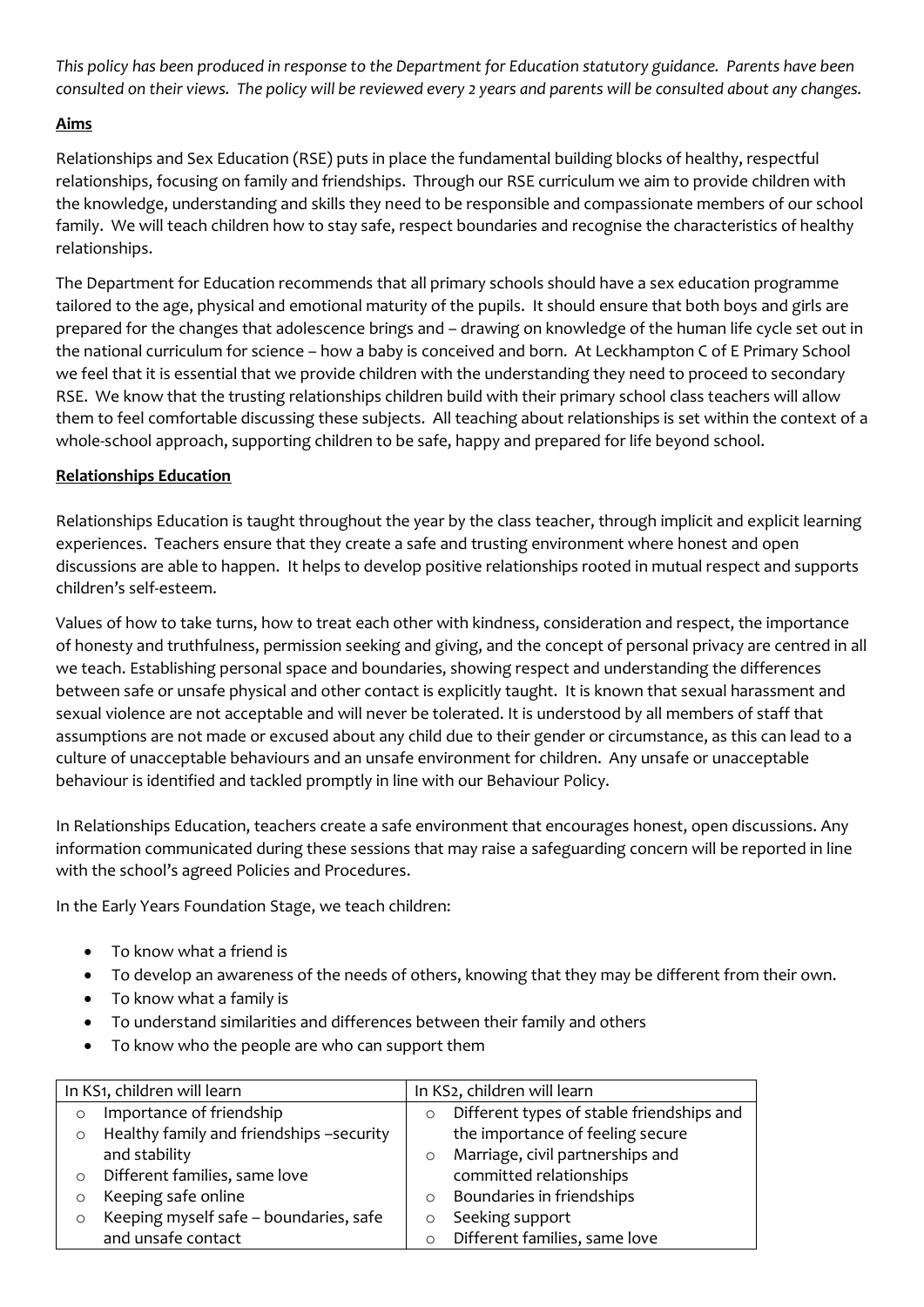*This policy has been produced in response to the Department for Education statutory guidance. Parents have been consulted on their views. The policy will be reviewed every 2 years and parents will be consulted about any changes.*

## Aims

Relationships and Sex Education (RSE) puts in place the fundamental building blocks of healthy, respectful relationships, focusing on family and friendships. Through our RSE curriculum we aim to provide children with the knowledge, understanding and skills they need to be responsible and compassionate members of our school family. We will teach children how to stay safe, respect boundaries and recognise the characteristics of healthy relationships.

The Department for Education recommends that all primary schools should have a sex education programme tailored to the age, physical and emotional maturity of the pupils. It should ensure that both boys and girls are prepared for the changes that adolescence brings and – drawing on knowledge of the human life cycle set out in the national curriculum for science – how a baby is conceived and born. At Leckhampton C of E Primary School we feel that it is essential that we provide children with the understanding they need to proceed to secondary RSE. We know that the trusting relationships children build with their primary school class teachers will allow them to feel comfortable discussing these subjects. All teaching about relationships is set within the context of a whole-school approach, supporting children to be safe, happy and prepared for life beyond school.

## Relationships Education

Relationships Education is taught throughout the year by the class teacher, through implicit and explicit learning experiences. Teachers ensure that they create a safe and trusting environment where honest and open discussions are able to happen. It helps to develop positive relationships rooted in mutual respect and supports children's self-esteem.

Values of how to take turns, how to treat each other with kindness, consideration and respect, the importance of honesty and truthfulness, permission seeking and giving, and the concept of personal privacy are centred in all we teach. Establishing personal space and boundaries, showing respect and understanding the differences between safe or unsafe physical and other contact is explicitly taught. It is known that sexual harassment and sexual violence are not acceptable and will never be tolerated. It is understood by all members of staff that assumptions are not made or excused about any child due to their gender or circumstance, as this can lead to a culture of unacceptable behaviours and an unsafe environment for children. Any unsafe or unacceptable behaviour is identified and tackled promptly in line with our Behaviour Policy.

In Relationships Education, teachers create a safe environment that encourages honest, open discussions. Any information communicated during these sessions that may raise a safeguarding concern will be reported in line with the school's agreed Policies and Procedures.

In the Early Years Foundation Stage, we teach children:

- To know what a friend is
- To develop an awareness of the needs of others, knowing that they may be different from their own.
- To know what a family is
- To understand similarities and differences between their family and others
- To know who the people are who can support them

| In KS1, children will learn | In KS2, children will learn |
|---|---|
| ○ Importance of friendship<br>○ Healthy family and friendships –security and stability<br>○ Different families, same love<br>○ Keeping safe online<br>○ Keeping myself safe – boundaries, safe and unsafe contact | ○ Different types of stable friendships and the importance of feeling secure<br>○ Marriage, civil partnerships and committed relationships<br>○ Boundaries in friendships<br>○ Seeking support<br>○ Different families, same love |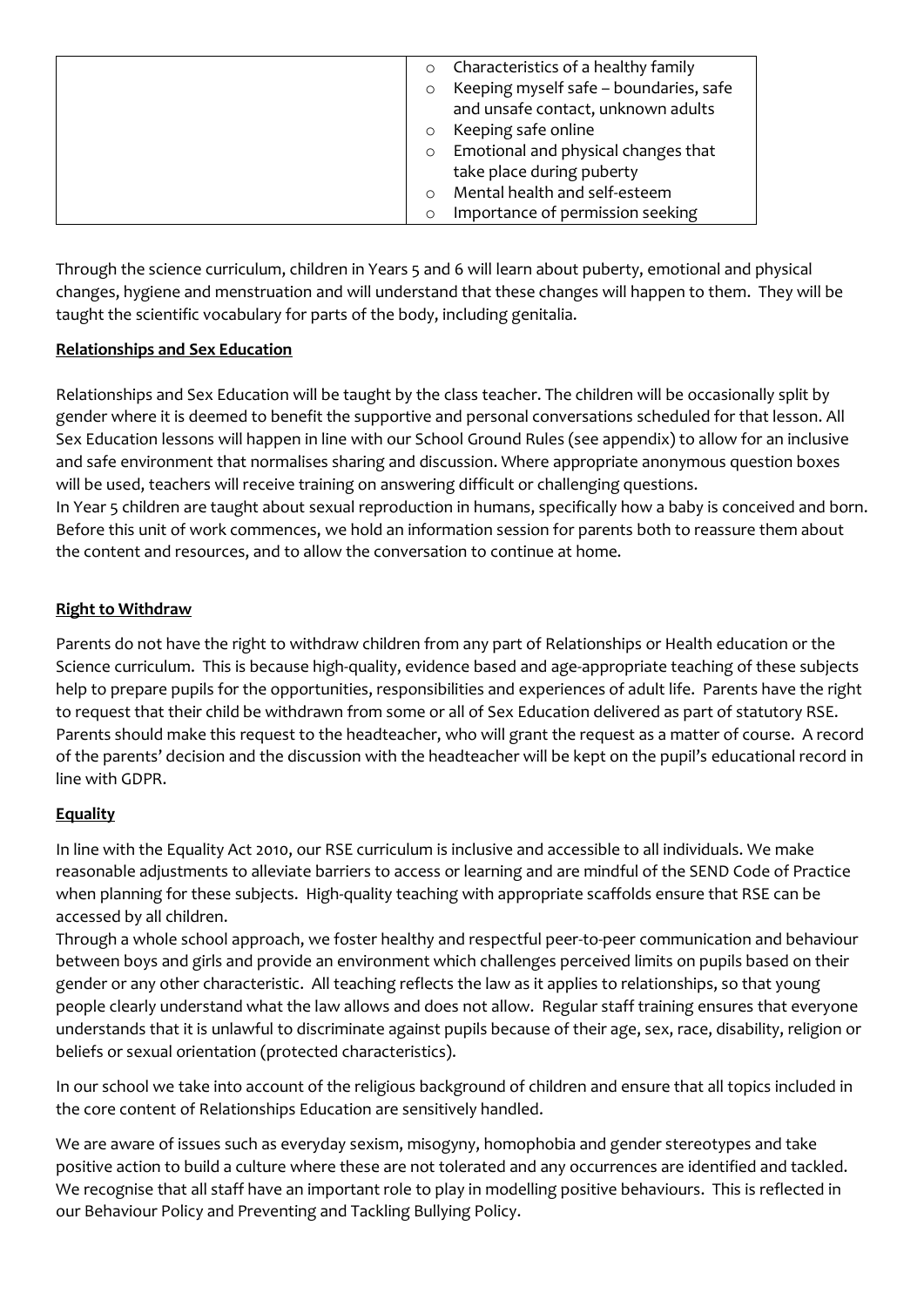| | <ul><li>Characteristics of a healthy family</li><li>Keeping myself safe – boundaries, safe and unsafe contact, unknown adults</li><li>Keeping safe online</li><li>Emotional and physical changes that take place during puberty</li><li>Mental health and self-esteem</li><li>Importance of permission seeking</li></ul> |
|---|---|

Through the science curriculum, children in Years 5 and 6 will learn about puberty, emotional and physical changes, hygiene and menstruation and will understand that these changes will happen to them. They will be taught the scientific vocabulary for parts of the body, including genitalia.

**Relationships and Sex Education**

Relationships and Sex Education will be taught by the class teacher. The children will be occasionally split by gender where it is deemed to benefit the supportive and personal conversations scheduled for that lesson. All Sex Education lessons will happen in line with our School Ground Rules (see appendix) to allow for an inclusive and safe environment that normalises sharing and discussion. Where appropriate anonymous question boxes will be used, teachers will receive training on answering difficult or challenging questions.
In Year 5 children are taught about sexual reproduction in humans, specifically how a baby is conceived and born. Before this unit of work commences, we hold an information session for parents both to reassure them about the content and resources, and to allow the conversation to continue at home.

**Right to Withdraw**

Parents do not have the right to withdraw children from any part of Relationships or Health education or the Science curriculum. This is because high-quality, evidence based and age-appropriate teaching of these subjects help to prepare pupils for the opportunities, responsibilities and experiences of adult life. Parents have the right to request that their child be withdrawn from some or all of Sex Education delivered as part of statutory RSE. Parents should make this request to the headteacher, who will grant the request as a matter of course. A record of the parents' decision and the discussion with the headteacher will be kept on the pupil's educational record in line with GDPR.

**Equality**

In line with the Equality Act 2010, our RSE curriculum is inclusive and accessible to all individuals. We make reasonable adjustments to alleviate barriers to access or learning and are mindful of the SEND Code of Practice when planning for these subjects. High-quality teaching with appropriate scaffolds ensure that RSE can be accessed by all children.
Through a whole school approach, we foster healthy and respectful peer-to-peer communication and behaviour between boys and girls and provide an environment which challenges perceived limits on pupils based on their gender or any other characteristic. All teaching reflects the law as it applies to relationships, so that young people clearly understand what the law allows and does not allow. Regular staff training ensures that everyone understands that it is unlawful to discriminate against pupils because of their age, sex, race, disability, religion or beliefs or sexual orientation (protected characteristics).

In our school we take into account of the religious background of children and ensure that all topics included in the core content of Relationships Education are sensitively handled.

We are aware of issues such as everyday sexism, misogyny, homophobia and gender stereotypes and take positive action to build a culture where these are not tolerated and any occurrences are identified and tackled. We recognise that all staff have an important role to play in modelling positive behaviours. This is reflected in our Behaviour Policy and Preventing and Tackling Bullying Policy.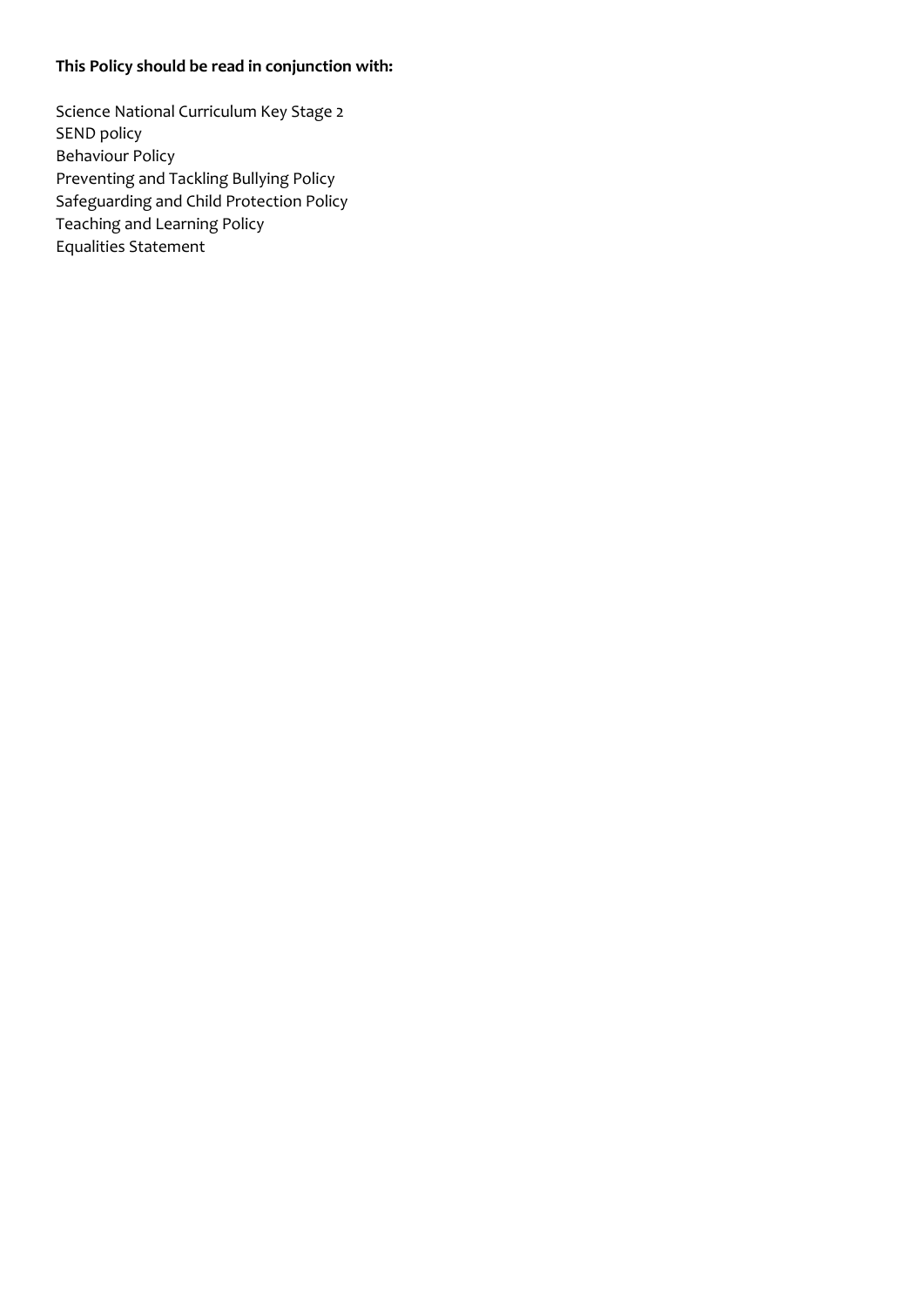**This Policy should be read in conjunction with:**

Science National Curriculum Key Stage 2
SEND policy
Behaviour Policy
Preventing and Tackling Bullying Policy
Safeguarding and Child Protection Policy
Teaching and Learning Policy
Equalities Statement